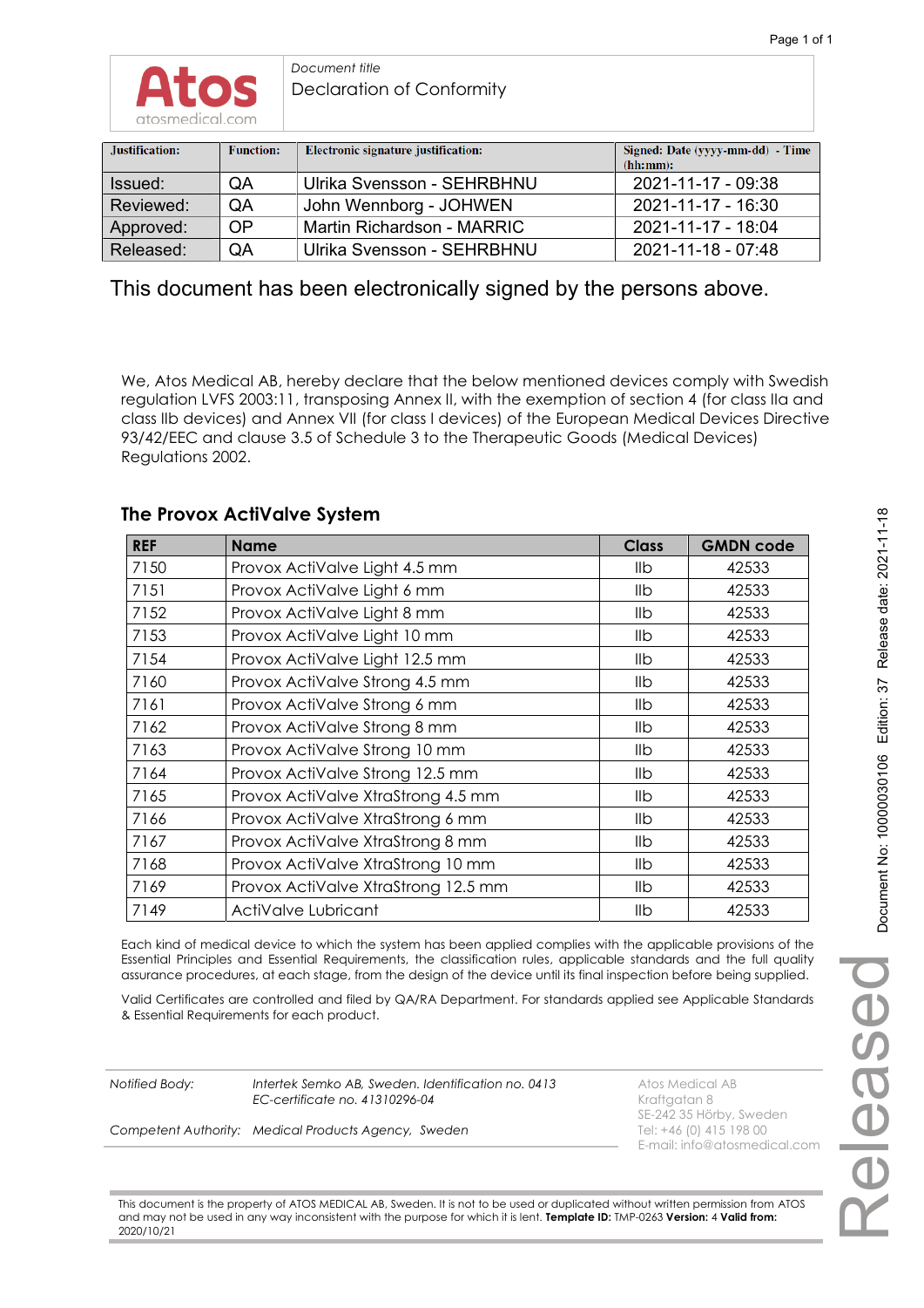Atos
atosmedical.com

*Document title*
Declaration of Conformity

| Justification: | Function: | Electronic signature justification: | Signed: Date (yyyy-mm-dd) - Time (hh:mm): |
|---|---|---|---|
| Issued: | QA | Ulrika Svensson - SEHRBHNU | 2021-11-17 - 09:38 |
| Reviewed: | QA | John Wennborg - JOHWEN | 2021-11-17 - 16:30 |
| Approved: | OP | Martin Richardson - MARRIC | 2021-11-17 - 18:04 |
| Released: | QA | Ulrika Svensson - SEHRBHNU | 2021-11-18 - 07:48 |

This document has been electronically signed by the persons above.

We, Atos Medical AB, hereby declare that the below mentioned devices comply with Swedish regulation LVFS 2003:11, transposing Annex II, with the exemption of section 4 (for class IIa and class IIb devices) and Annex VII (for class I devices) of the European Medical Devices Directive 93/42/EEC and clause 3.5 of Schedule 3 to the Therapeutic Goods (Medical Devices) Regulations 2002.

## The Provox ActiValve System

| REF | Name | Class | GMDN code |
|---|---|---|---|
| 7150 | Provox ActiValve Light 4.5 mm | IIb | 42533 |
| 7151 | Provox ActiValve Light 6 mm | IIb | 42533 |
| 7152 | Provox ActiValve Light 8 mm | IIb | 42533 |
| 7153 | Provox ActiValve Light 10 mm | IIb | 42533 |
| 7154 | Provox ActiValve Light 12.5 mm | IIb | 42533 |
| 7160 | Provox ActiValve Strong 4.5 mm | IIb | 42533 |
| 7161 | Provox ActiValve Strong 6 mm | IIb | 42533 |
| 7162 | Provox ActiValve Strong 8 mm | IIb | 42533 |
| 7163 | Provox ActiValve Strong 10 mm | IIb | 42533 |
| 7164 | Provox ActiValve Strong 12.5 mm | IIb | 42533 |
| 7165 | Provox ActiValve XtraStrong 4.5 mm | IIb | 42533 |
| 7166 | Provox ActiValve XtraStrong 6 mm | IIb | 42533 |
| 7167 | Provox ActiValve XtraStrong 8 mm | IIb | 42533 |
| 7168 | Provox ActiValve XtraStrong 10 mm | IIb | 42533 |
| 7169 | Provox ActiValve XtraStrong 12.5 mm | IIb | 42533 |
| 7149 | ActiValve Lubricant | IIb | 42533 |

Each kind of medical device to which the system has been applied complies with the applicable provisions of the Essential Principles and Essential Requirements, the classification rules, applicable standards and the full quality assurance procedures, at each stage, from the design of the device until its final inspection before being supplied.

Valid Certificates are controlled and filed by QA/RA Department. For standards applied see Applicable Standards & Essential Requirements for each product.

*Notified Body:* *Intertek Semko AB, Sweden. Identification no. 0413*
*EC-certificate no. 41310296-04*

*Competent Authority:* *Medical Products Agency, Sweden*

Atos Medical AB
Kraftgatan 8
SE-242 35 Hörby, Sweden
Tel: +46 (0) 415 198 00
E-mail: info@atosmedical.com

This document is the property of ATOS MEDICAL AB, Sweden. It is not to be used or duplicated without written permission from ATOS and may not be used in any way inconsistent with the purpose for which it is lent. **Template ID:** TMP-0263 **Version:** 4 **Valid from:** 2020/10/21

Document No: 10000030106 Edition: 37 Release date: 2021-11-18

Released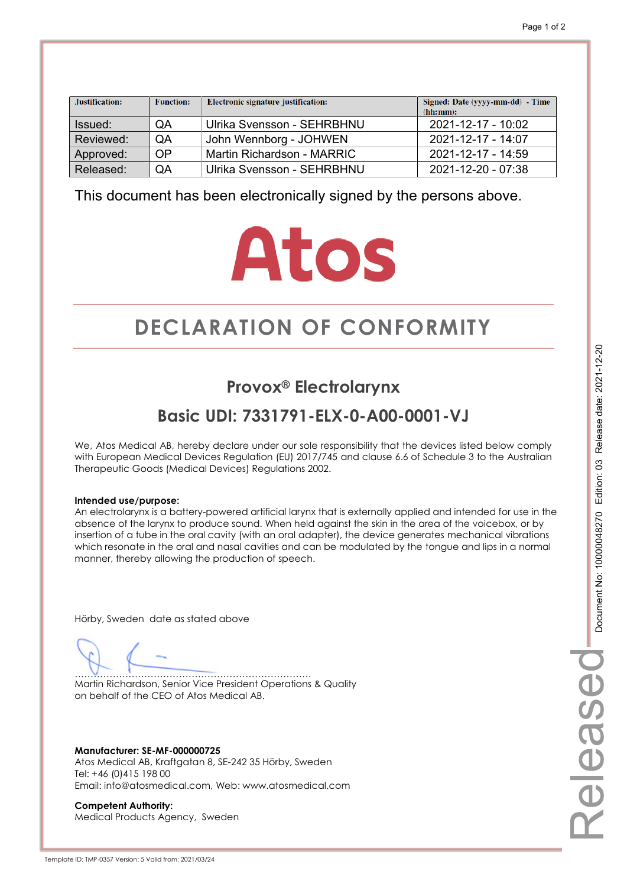| Justification: | Function: | Electronic signature justification: | Signed: Date (yyyy-mm-dd) - Time (hh:mm): |
|---|---|---|---|
| Issued: | QA | Ulrika Svensson - SEHRBHNU | 2021-12-17 - 10:02 |
| Reviewed: | QA | John Wennborg - JOHWEN | 2021-12-17 - 14:07 |
| Approved: | OP | Martin Richardson - MARRIC | 2021-12-17 - 14:59 |
| Released: | QA | Ulrika Svensson - SEHRBHNU | 2021-12-20 - 07:38 |

This document has been electronically signed by the persons above.

Atos

# DECLARATION OF CONFORMITY

## Provox® Electrolarynx

## Basic UDI: 7331791-ELX-0-A00-0001-VJ

We, Atos Medical AB, hereby declare under our sole responsibility that the devices listed below comply with European Medical Devices Regulation (EU) 2017/745 and clause 6.6 of Schedule 3 to the Australian Therapeutic Goods (Medical Devices) Regulations 2002.

**Intended use/purpose:**
An electrolarynx is a battery-powered artificial larynx that is externally applied and intended for use in the absence of the larynx to produce sound. When held against the skin in the area of the voicebox, or by insertion of a tube in the oral cavity (with an oral adapter), the device generates mechanical vibrations which resonate in the oral and nasal cavities and can be modulated by the tongue and lips in a normal manner, thereby allowing the production of speech.

Hörby, Sweden date as stated above

.........................................................................
Martin Richardson, Senior Vice President Operations & Quality
on behalf of the CEO of Atos Medical AB.

**Manufacturer: SE-MF-000000725**
Atos Medical AB, Kraftgatan 8, SE-242 35 Hörby, Sweden
Tel: +46 (0)415 198 00
Email: info@atosmedical.com, Web: www.atosmedical.com

**Competent Authority:**
Medical Products Agency, Sweden

Document No: 10000048270 Edition: 03 Release date: 2021-12-20

Released

Template ID: TMP-0357 Version: 5 Valid from: 2021/03/24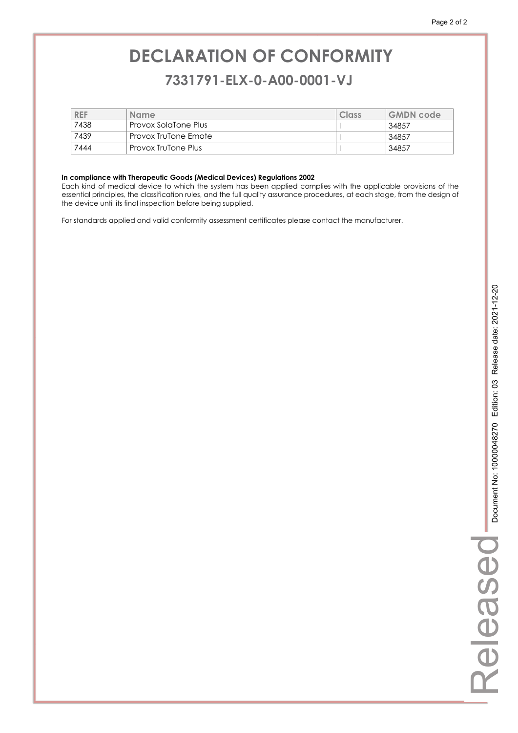# DECLARATION OF CONFORMITY

## 7331791-ELX-0-A00-0001-VJ

| REF | Name | Class | GMDN code |
|---|---|---|---|
| 7438 | Provox SolaTone Plus | I | 34857 |
| 7439 | Provox TruTone Emote | I | 34857 |
| 7444 | Provox TruTone Plus | I | 34857 |

**In compliance with Therapeutic Goods (Medical Devices) Regulations 2002**

Each kind of medical device to which the system has been applied complies with the applicable provisions of the essential principles, the classification rules, and the full quality assurance procedures, at each stage, from the design of the device until its final inspection before being supplied.

For standards applied and valid conformity assessment certificates please contact the manufacturer.

Released Document No: 10000048270 Edition: 03 Release date: 2021-12-20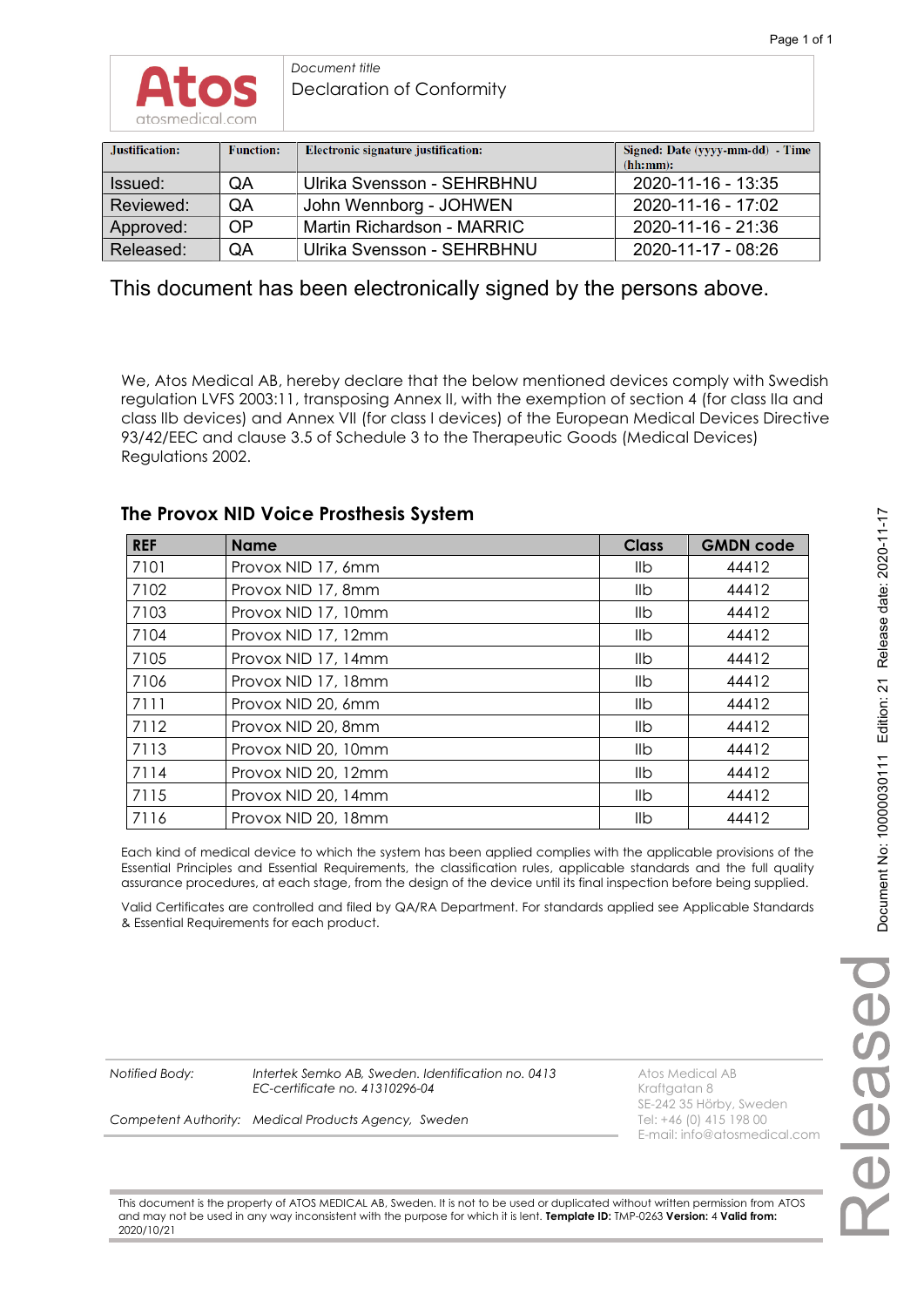Atos
atosmedical.com

*Document title*
Declaration of Conformity

| Justification: | Function: | Electronic signature justification: | Signed: Date (yyyy-mm-dd) - Time (hh:mm): |
|---|---|---|---|
| Issued: | QA | Ulrika Svensson - SEHRBHNU | 2020-11-16 - 13:35 |
| Reviewed: | QA | John Wennborg - JOHWEN | 2020-11-16 - 17:02 |
| Approved: | OP | Martin Richardson - MARRIC | 2020-11-16 - 21:36 |
| Released: | QA | Ulrika Svensson - SEHRBHNU | 2020-11-17 - 08:26 |

This document has been electronically signed by the persons above.

We, Atos Medical AB, hereby declare that the below mentioned devices comply with Swedish regulation LVFS 2003:11, transposing Annex II, with the exemption of section 4 (for class IIa and class IIb devices) and Annex VII (for class I devices) of the European Medical Devices Directive 93/42/EEC and clause 3.5 of Schedule 3 to the Therapeutic Goods (Medical Devices) Regulations 2002.

## The Provox NID Voice Prosthesis System

| REF | Name | Class | GMDN code |
|---|---|---|---|
| 7101 | Provox NID 17, 6mm | IIb | 44412 |
| 7102 | Provox NID 17, 8mm | IIb | 44412 |
| 7103 | Provox NID 17, 10mm | IIb | 44412 |
| 7104 | Provox NID 17, 12mm | IIb | 44412 |
| 7105 | Provox NID 17, 14mm | IIb | 44412 |
| 7106 | Provox NID 17, 18mm | IIb | 44412 |
| 7111 | Provox NID 20, 6mm | IIb | 44412 |
| 7112 | Provox NID 20, 8mm | IIb | 44412 |
| 7113 | Provox NID 20, 10mm | IIb | 44412 |
| 7114 | Provox NID 20, 12mm | IIb | 44412 |
| 7115 | Provox NID 20, 14mm | IIb | 44412 |
| 7116 | Provox NID 20, 18mm | IIb | 44412 |

Each kind of medical device to which the system has been applied complies with the applicable provisions of the Essential Principles and Essential Requirements, the classification rules, applicable standards and the full quality assurance procedures, at each stage, from the design of the device until its final inspection before being supplied.

Valid Certificates are controlled and filed by QA/RA Department. For standards applied see Applicable Standards & Essential Requirements for each product.

*Notified Body:* *Intertek Semko AB, Sweden. Identification no. 0413*
*EC-certificate no. 41310296-04*

*Competent Authority:* *Medical Products Agency, Sweden*

Atos Medical AB
Kraftgatan 8
SE-242 35 Hörby, Sweden
Tel: +46 (0) 415 198 00
E-mail: info@atosmedical.com

This document is the property of ATOS MEDICAL AB, Sweden. It is not to be used or duplicated without written permission from ATOS and may not be used in any way inconsistent with the purpose for which it is lent. **Template ID:** TMP-0263 **Version:** 4 **Valid from:** 2020/10/21

Document No: 10000030111 Edition: 21 Release date: 2020-11-17

Released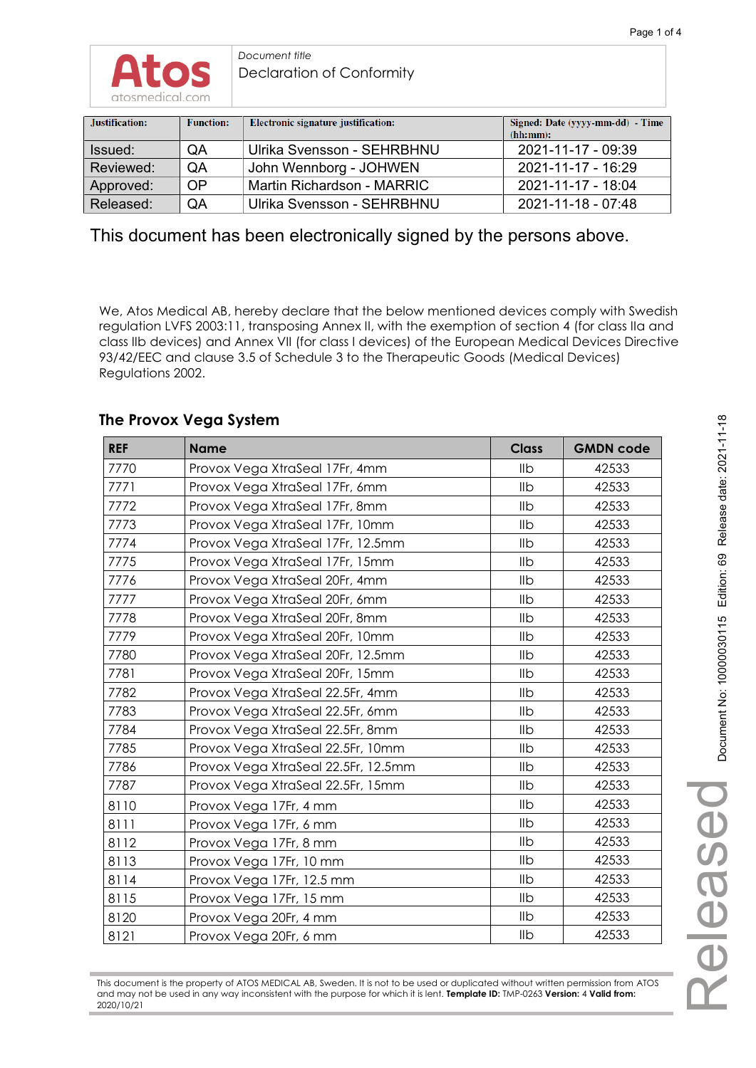*Document title*

Declaration of Conformity

| Justification: | Function: | Electronic signature justification: | Signed: Date (yyyy-mm-dd) - Time (hh:mm): |
|---|---|---|---|
| Issued: | QA | Ulrika Svensson - SEHRBHNU | 2021-11-17 - 09:39 |
| Reviewed: | QA | John Wennborg - JOHWEN | 2021-11-17 - 16:29 |
| Approved: | OP | Martin Richardson - MARRIC | 2021-11-17 - 18:04 |
| Released: | QA | Ulrika Svensson - SEHRBHNU | 2021-11-18 - 07:48 |

This document has been electronically signed by the persons above.

We, Atos Medical AB, hereby declare that the below mentioned devices comply with Swedish regulation LVFS 2003:11, transposing Annex II, with the exemption of section 4 (for class IIa and class IIb devices) and Annex VII (for class I devices) of the European Medical Devices Directive 93/42/EEC and clause 3.5 of Schedule 3 to the Therapeutic Goods (Medical Devices) Regulations 2002.

## The Provox Vega System

| REF | Name | Class | GMDN code |
|---|---|---|---|
| 7770 | Provox Vega XtraSeal 17Fr, 4mm | IIb | 42533 |
| 7771 | Provox Vega XtraSeal 17Fr, 6mm | IIb | 42533 |
| 7772 | Provox Vega XtraSeal 17Fr, 8mm | IIb | 42533 |
| 7773 | Provox Vega XtraSeal 17Fr, 10mm | IIb | 42533 |
| 7774 | Provox Vega XtraSeal 17Fr, 12.5mm | IIb | 42533 |
| 7775 | Provox Vega XtraSeal 17Fr, 15mm | IIb | 42533 |
| 7776 | Provox Vega XtraSeal 20Fr, 4mm | IIb | 42533 |
| 7777 | Provox Vega XtraSeal 20Fr, 6mm | IIb | 42533 |
| 7778 | Provox Vega XtraSeal 20Fr, 8mm | IIb | 42533 |
| 7779 | Provox Vega XtraSeal 20Fr, 10mm | IIb | 42533 |
| 7780 | Provox Vega XtraSeal 20Fr, 12.5mm | IIb | 42533 |
| 7781 | Provox Vega XtraSeal 20Fr, 15mm | IIb | 42533 |
| 7782 | Provox Vega XtraSeal 22.5Fr, 4mm | IIb | 42533 |
| 7783 | Provox Vega XtraSeal 22.5Fr, 6mm | IIb | 42533 |
| 7784 | Provox Vega XtraSeal 22.5Fr, 8mm | IIb | 42533 |
| 7785 | Provox Vega XtraSeal 22.5Fr, 10mm | IIb | 42533 |
| 7786 | Provox Vega XtraSeal 22.5Fr, 12.5mm | IIb | 42533 |
| 7787 | Provox Vega XtraSeal 22.5Fr, 15mm | IIb | 42533 |
| 8110 | Provox Vega 17Fr, 4 mm | IIb | 42533 |
| 8111 | Provox Vega 17Fr, 6 mm | IIb | 42533 |
| 8112 | Provox Vega 17Fr, 8 mm | IIb | 42533 |
| 8113 | Provox Vega 17Fr, 10 mm | IIb | 42533 |
| 8114 | Provox Vega 17Fr, 12.5 mm | IIb | 42533 |
| 8115 | Provox Vega 17Fr, 15 mm | IIb | 42533 |
| 8120 | Provox Vega 20Fr, 4 mm | IIb | 42533 |
| 8121 | Provox Vega 20Fr, 6 mm | IIb | 42533 |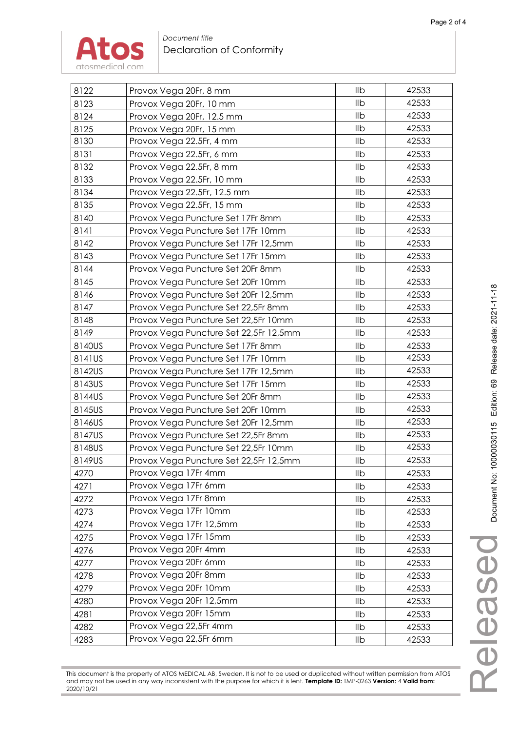| 8122 | Provox Vega 20Fr, 8 mm | IIb | 42533 |
|---|---|---|---|
| 8123 | Provox Vega 20Fr, 10 mm | IIb | 42533 |
| 8124 | Provox Vega 20Fr, 12.5 mm | IIb | 42533 |
| 8125 | Provox Vega 20Fr, 15 mm | IIb | 42533 |
| 8130 | Provox Vega 22.5Fr, 4 mm | IIb | 42533 |
| 8131 | Provox Vega 22.5Fr, 6 mm | IIb | 42533 |
| 8132 | Provox Vega 22.5Fr, 8 mm | IIb | 42533 |
| 8133 | Provox Vega 22.5Fr, 10 mm | IIb | 42533 |
| 8134 | Provox Vega 22.5Fr, 12.5 mm | IIb | 42533 |
| 8135 | Provox Vega 22.5Fr, 15 mm | IIb | 42533 |
| 8140 | Provox Vega Puncture Set 17Fr 8mm | IIb | 42533 |
| 8141 | Provox Vega Puncture Set 17Fr 10mm | IIb | 42533 |
| 8142 | Provox Vega Puncture Set 17Fr 12,5mm | IIb | 42533 |
| 8143 | Provox Vega Puncture Set 17Fr 15mm | IIb | 42533 |
| 8144 | Provox Vega Puncture Set 20Fr 8mm | IIb | 42533 |
| 8145 | Provox Vega Puncture Set 20Fr 10mm | IIb | 42533 |
| 8146 | Provox Vega Puncture Set 20Fr 12,5mm | IIb | 42533 |
| 8147 | Provox Vega Puncture Set 22,5Fr 8mm | IIb | 42533 |
| 8148 | Provox Vega Puncture Set 22,5Fr 10mm | IIb | 42533 |
| 8149 | Provox Vega Puncture Set 22,5Fr 12,5mm | IIb | 42533 |
| 8140US | Provox Vega Puncture Set 17Fr 8mm | IIb | 42533 |
| 8141US | Provox Vega Puncture Set 17Fr 10mm | IIb | 42533 |
| 8142US | Provox Vega Puncture Set 17Fr 12,5mm | IIb | 42533 |
| 8143US | Provox Vega Puncture Set 17Fr 15mm | IIb | 42533 |
| 8144US | Provox Vega Puncture Set 20Fr 8mm | IIb | 42533 |
| 8145US | Provox Vega Puncture Set 20Fr 10mm | IIb | 42533 |
| 8146US | Provox Vega Puncture Set 20Fr 12,5mm | IIb | 42533 |
| 8147US | Provox Vega Puncture Set 22,5Fr 8mm | IIb | 42533 |
| 8148US | Provox Vega Puncture Set 22,5Fr 10mm | IIb | 42533 |
| 8149US | Provox Vega Puncture Set 22,5Fr 12,5mm | IIb | 42533 |
| 4270 | Provox Vega 17Fr 4mm | IIb | 42533 |
| 4271 | Provox Vega 17Fr 6mm | IIb | 42533 |
| 4272 | Provox Vega 17Fr 8mm | IIb | 42533 |
| 4273 | Provox Vega 17Fr 10mm | IIb | 42533 |
| 4274 | Provox Vega 17Fr 12,5mm | IIb | 42533 |
| 4275 | Provox Vega 17Fr 15mm | IIb | 42533 |
| 4276 | Provox Vega 20Fr 4mm | IIb | 42533 |
| 4277 | Provox Vega 20Fr 6mm | IIb | 42533 |
| 4278 | Provox Vega 20Fr 8mm | IIb | 42533 |
| 4279 | Provox Vega 20Fr 10mm | IIb | 42533 |
| 4280 | Provox Vega 20Fr 12,5mm | IIb | 42533 |
| 4281 | Provox Vega 20Fr 15mm | IIb | 42533 |
| 4282 | Provox Vega 22,5Fr 4mm | IIb | 42533 |
| 4283 | Provox Vega 22,5Fr 6mm | IIb | 42533 |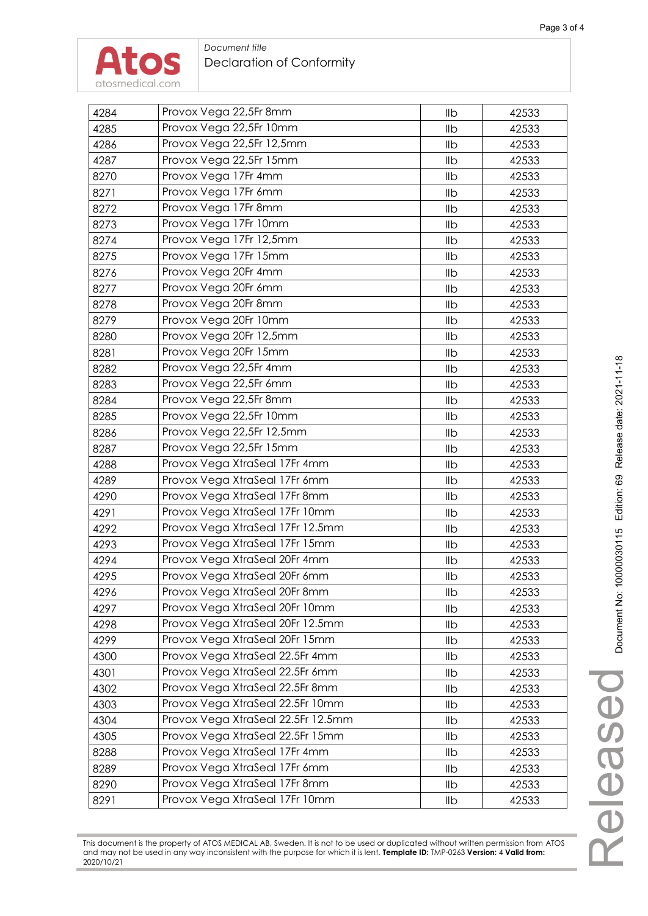| 4284 | Provox Vega 22,5Fr 8mm | IIb | 42533 |
|---|---|---|---|
| 4285 | Provox Vega 22,5Fr 10mm | IIb | 42533 |
| 4286 | Provox Vega 22,5Fr 12,5mm | IIb | 42533 |
| 4287 | Provox Vega 22,5Fr 15mm | IIb | 42533 |
| 8270 | Provox Vega 17Fr 4mm | IIb | 42533 |
| 8271 | Provox Vega 17Fr 6mm | IIb | 42533 |
| 8272 | Provox Vega 17Fr 8mm | IIb | 42533 |
| 8273 | Provox Vega 17Fr 10mm | IIb | 42533 |
| 8274 | Provox Vega 17Fr 12,5mm | IIb | 42533 |
| 8275 | Provox Vega 17Fr 15mm | IIb | 42533 |
| 8276 | Provox Vega 20Fr 4mm | IIb | 42533 |
| 8277 | Provox Vega 20Fr 6mm | IIb | 42533 |
| 8278 | Provox Vega 20Fr 8mm | IIb | 42533 |
| 8279 | Provox Vega 20Fr 10mm | IIb | 42533 |
| 8280 | Provox Vega 20Fr 12,5mm | IIb | 42533 |
| 8281 | Provox Vega 20Fr 15mm | IIb | 42533 |
| 8282 | Provox Vega 22,5Fr 4mm | IIb | 42533 |
| 8283 | Provox Vega 22,5Fr 6mm | IIb | 42533 |
| 8284 | Provox Vega 22,5Fr 8mm | IIb | 42533 |
| 8285 | Provox Vega 22,5Fr 10mm | IIb | 42533 |
| 8286 | Provox Vega 22,5Fr 12,5mm | IIb | 42533 |
| 8287 | Provox Vega 22,5Fr 15mm | IIb | 42533 |
| 4288 | Provox Vega XtraSeal 17Fr 4mm | IIb | 42533 |
| 4289 | Provox Vega XtraSeal 17Fr 6mm | IIb | 42533 |
| 4290 | Provox Vega XtraSeal 17Fr 8mm | IIb | 42533 |
| 4291 | Provox Vega XtraSeal 17Fr 10mm | IIb | 42533 |
| 4292 | Provox Vega XtraSeal 17Fr 12.5mm | IIb | 42533 |
| 4293 | Provox Vega XtraSeal 17Fr 15mm | IIb | 42533 |
| 4294 | Provox Vega XtraSeal 20Fr 4mm | IIb | 42533 |
| 4295 | Provox Vega XtraSeal 20Fr 6mm | IIb | 42533 |
| 4296 | Provox Vega XtraSeal 20Fr 8mm | IIb | 42533 |
| 4297 | Provox Vega XtraSeal 20Fr 10mm | IIb | 42533 |
| 4298 | Provox Vega XtraSeal 20Fr 12.5mm | IIb | 42533 |
| 4299 | Provox Vega XtraSeal 20Fr 15mm | IIb | 42533 |
| 4300 | Provox Vega XtraSeal 22.5Fr 4mm | IIb | 42533 |
| 4301 | Provox Vega XtraSeal 22.5Fr 6mm | IIb | 42533 |
| 4302 | Provox Vega XtraSeal 22.5Fr 8mm | IIb | 42533 |
| 4303 | Provox Vega XtraSeal 22.5Fr 10mm | IIb | 42533 |
| 4304 | Provox Vega XtraSeal 22.5Fr 12.5mm | IIb | 42533 |
| 4305 | Provox Vega XtraSeal 22.5Fr 15mm | IIb | 42533 |
| 8288 | Provox Vega XtraSeal 17Fr 4mm | IIb | 42533 |
| 8289 | Provox Vega XtraSeal 17Fr 6mm | IIb | 42533 |
| 8290 | Provox Vega XtraSeal 17Fr 8mm | IIb | 42533 |
| 8291 | Provox Vega XtraSeal 17Fr 10mm | IIb | 42533 |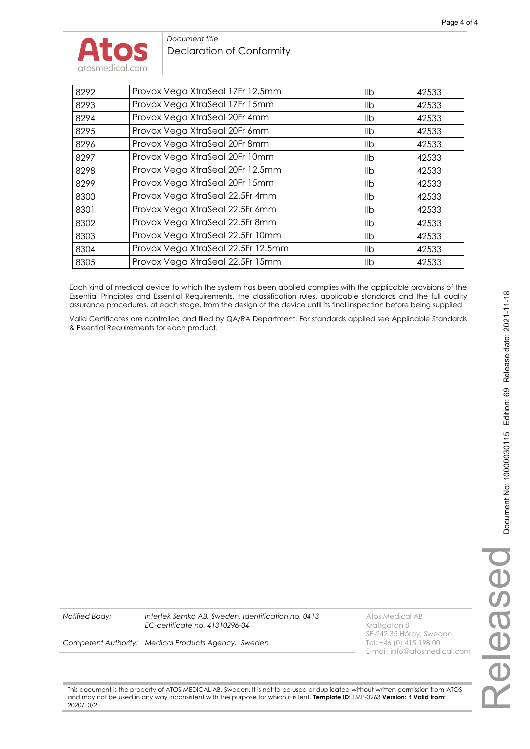| 8292 | Provox Vega XtraSeal 17Fr 12.5mm | IIb | 42533 |
|---|---|---|---|
| 8293 | Provox Vega XtraSeal 17Fr 15mm | IIb | 42533 |
| 8294 | Provox Vega XtraSeal 20Fr 4mm | IIb | 42533 |
| 8295 | Provox Vega XtraSeal 20Fr 6mm | IIb | 42533 |
| 8296 | Provox Vega XtraSeal 20Fr 8mm | IIb | 42533 |
| 8297 | Provox Vega XtraSeal 20Fr 10mm | IIb | 42533 |
| 8298 | Provox Vega XtraSeal 20Fr 12.5mm | IIb | 42533 |
| 8299 | Provox Vega XtraSeal 20Fr 15mm | IIb | 42533 |
| 8300 | Provox Vega XtraSeal 22.5Fr 4mm | IIb | 42533 |
| 8301 | Provox Vega XtraSeal 22.5Fr 6mm | IIb | 42533 |
| 8302 | Provox Vega XtraSeal 22.5Fr 8mm | IIb | 42533 |
| 8303 | Provox Vega XtraSeal 22.5Fr 10mm | IIb | 42533 |
| 8304 | Provox Vega XtraSeal 22.5Fr 12.5mm | IIb | 42533 |
| 8305 | Provox Vega XtraSeal 22.5Fr 15mm | IIb | 42533 |

Each kind of medical device to which the system has been applied complies with the applicable provisions of the Essential Principles and Essential Requirements, the classification rules, applicable standards and the full quality assurance procedures, at each stage, from the design of the device until its final inspection before being supplied.

Valid Certificates are controlled and filed by QA/RA Department. For standards applied see Applicable Standards & Essential Requirements for each product.

*Notified Body:* *Intertek Semko AB, Sweden. Identification no. 0413*
*EC-certificate no. 41310296-04*

*Competent Authority:* *Medical Products Agency, Sweden*

Atos Medical AB
Kraftgatan 8
SE-242 35 Hörby, Sweden
Tel: +46 (0) 415 198 00
E-mail: info@atosmedical.com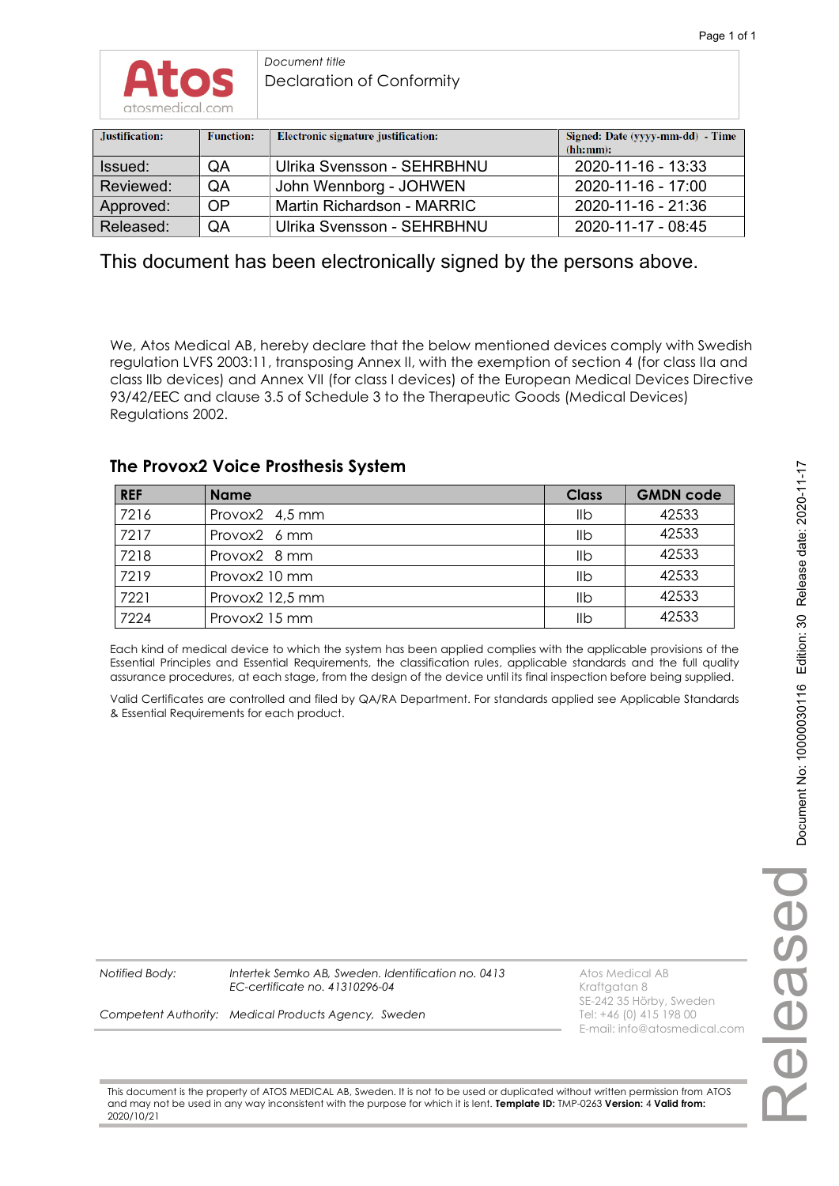Document title
Declaration of Conformity

| Justification: | Function: | Electronic signature justification: | Signed: Date (yyyy-mm-dd) - Time (hh:mm): |
| --- | --- | --- | --- |
| Issued: | QA | Ulrika Svensson - SEHRBHNU | 2020-11-16 - 13:33 |
| Reviewed: | QA | John Wennborg - JOHWEN | 2020-11-16 - 17:00 |
| Approved: | OP | Martin Richardson - MARRIC | 2020-11-16 - 21:36 |
| Released: | QA | Ulrika Svensson - SEHRBHNU | 2020-11-17 - 08:45 |

This document has been electronically signed by the persons above.

We, Atos Medical AB, hereby declare that the below mentioned devices comply with Swedish regulation LVFS 2003:11, transposing Annex II, with the exemption of section 4 (for class IIa and class IIb devices) and Annex VII (for class I devices) of the European Medical Devices Directive 93/42/EEC and clause 3.5 of Schedule 3 to the Therapeutic Goods (Medical Devices) Regulations 2002.

## The Provox2 Voice Prosthesis System

| REF | Name | Class | GMDN code |
| --- | --- | --- | --- |
| 7216 | Provox2 4,5 mm | IIb | 42533 |
| 7217 | Provox2 6 mm | IIb | 42533 |
| 7218 | Provox2 8 mm | IIb | 42533 |
| 7219 | Provox2 10 mm | IIb | 42533 |
| 7221 | Provox2 12,5 mm | IIb | 42533 |
| 7224 | Provox2 15 mm | IIb | 42533 |

Each kind of medical device to which the system has been applied complies with the applicable provisions of the Essential Principles and Essential Requirements, the classification rules, applicable standards and the full quality assurance procedures, at each stage, from the design of the device until its final inspection before being supplied.

Valid Certificates are controlled and filed by QA/RA Department. For standards applied see Applicable Standards & Essential Requirements for each product.

*Notified Body:* *Intertek Semko AB, Sweden. Identification no. 0413*
*EC-certificate no. 41310296-04*

*Competent Authority:* *Medical Products Agency, Sweden*

Atos Medical AB
Kraftgatan 8
SE-242 35 Hörby, Sweden
Tel: +46 (0) 415 198 00
E-mail: info@atosmedical.com

This document is the property of ATOS MEDICAL AB, Sweden. It is not to be used or duplicated without written permission from ATOS and may not be used in any way inconsistent with the purpose for which it is lent. **Template ID:** TMP-0263 **Version:** 4 **Valid from:** 2020/10/21

Document No: 10000030116 Edition: 30 Release date: 2020-11-17

Released